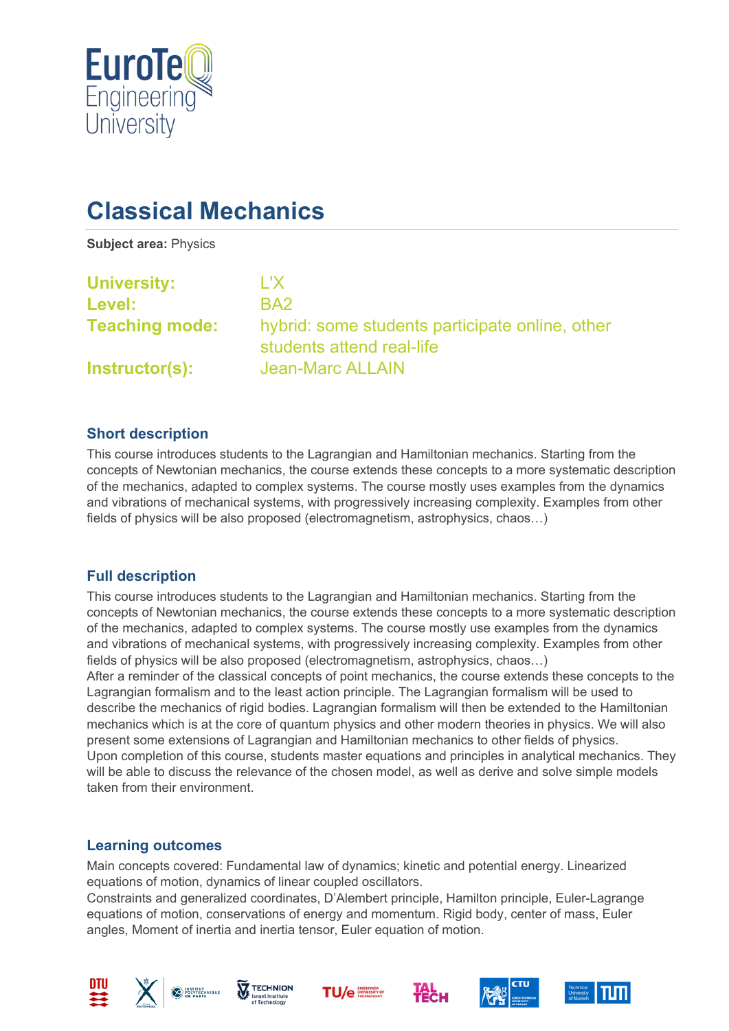# Classical Mechanics

**Subject area:** Physics

**University:** L'X
**Level:** BA2
**Teaching mode:** hybrid: some students participate online, other students attend real-life
**Instructor(s):** Jean-Marc ALLAIN

## Short description

This course introduces students to the Lagrangian and Hamiltonian mechanics. Starting from the concepts of Newtonian mechanics, the course extends these concepts to a more systematic description of the mechanics, adapted to complex systems. The course mostly uses examples from the dynamics and vibrations of mechanical systems, with progressively increasing complexity. Examples from other fields of physics will be also proposed (electromagnetism, astrophysics, chaos…)

## Full description

This course introduces students to the Lagrangian and Hamiltonian mechanics. Starting from the concepts of Newtonian mechanics, the course extends these concepts to a more systematic description of the mechanics, adapted to complex systems. The course mostly use examples from the dynamics and vibrations of mechanical systems, with progressively increasing complexity. Examples from other fields of physics will be also proposed (electromagnetism, astrophysics, chaos…)
After a reminder of the classical concepts of point mechanics, the course extends these concepts to the Lagrangian formalism and to the least action principle. The Lagrangian formalism will be used to describe the mechanics of rigid bodies. Lagrangian formalism will then be extended to the Hamiltonian mechanics which is at the core of quantum physics and other modern theories in physics. We will also present some extensions of Lagrangian and Hamiltonian mechanics to other fields of physics.
Upon completion of this course, students master equations and principles in analytical mechanics. They will be able to discuss the relevance of the chosen model, as well as derive and solve simple models taken from their environment.

## Learning outcomes

Main concepts covered: Fundamental law of dynamics; kinetic and potential energy. Linearized equations of motion, dynamics of linear coupled oscillators.
Constraints and generalized coordinates, D'Alembert principle, Hamilton principle, Euler-Lagrange equations of motion, conservations of energy and momentum. Rigid body, center of mass, Euler angles, Moment of inertia and inertia tensor, Euler equation of motion.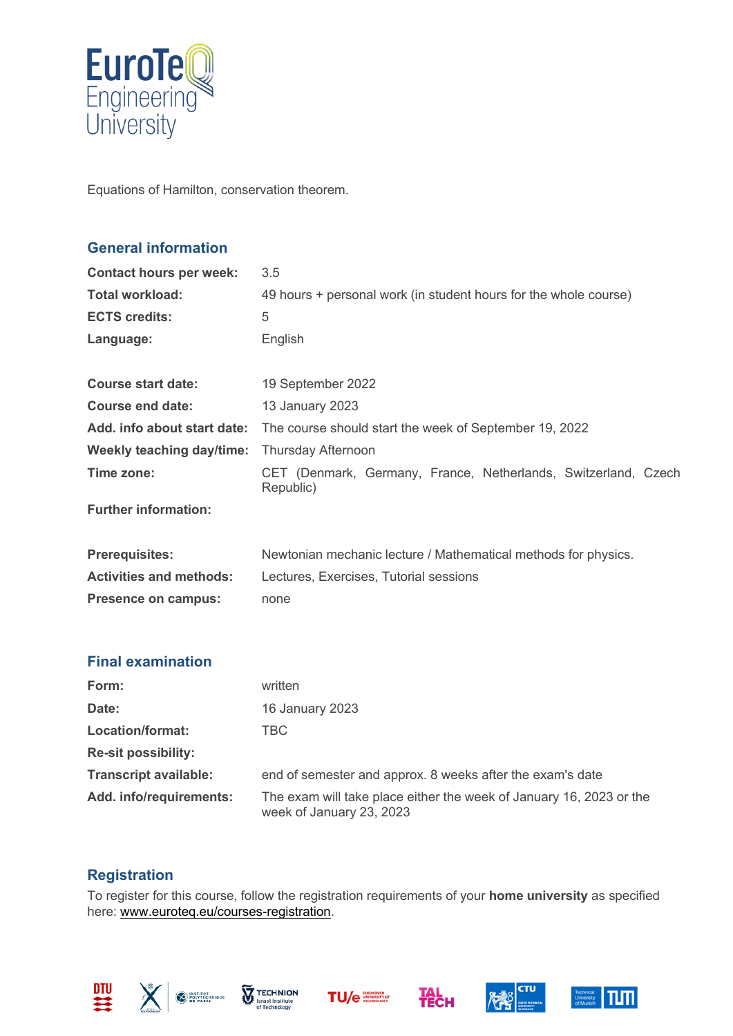Equations of Hamilton, conservation theorem.

## General information

| | |
|---|---|
| **Contact hours per week:** | 3.5 |
| **Total workload:** | 49 hours + personal work (in student hours for the whole course) |
| **ECTS credits:** | 5 |
| **Language:** | English |
| **Course start date:** | 19 September 2022 |
| **Course end date:** | 13 January 2023 |
| **Add. info about start date:** | The course should start the week of September 19, 2022 |
| **Weekly teaching day/time:** | Thursday Afternoon |
| **Time zone:** | CET (Denmark, Germany, France, Netherlands, Switzerland, Czech Republic) |
| **Further information:** | |
| **Prerequisites:** | Newtonian mechanic lecture / Mathematical methods for physics. |
| **Activities and methods:** | Lectures, Exercises, Tutorial sessions |
| **Presence on campus:** | none |

## Final examination

| | |
|---|---|
| **Form:** | written |
| **Date:** | 16 January 2023 |
| **Location/format:** | TBC |
| **Re-sit possibility:** | |
| **Transcript available:** | end of semester and approx. 8 weeks after the exam's date |
| **Add. info/requirements:** | The exam will take place either the week of January 16, 2023 or the week of January 23, 2023 |

## Registration

To register for this course, follow the registration requirements of your **home university** as specified here: [www.euroteq.eu/courses-registration](www.euroteq.eu/courses-registration).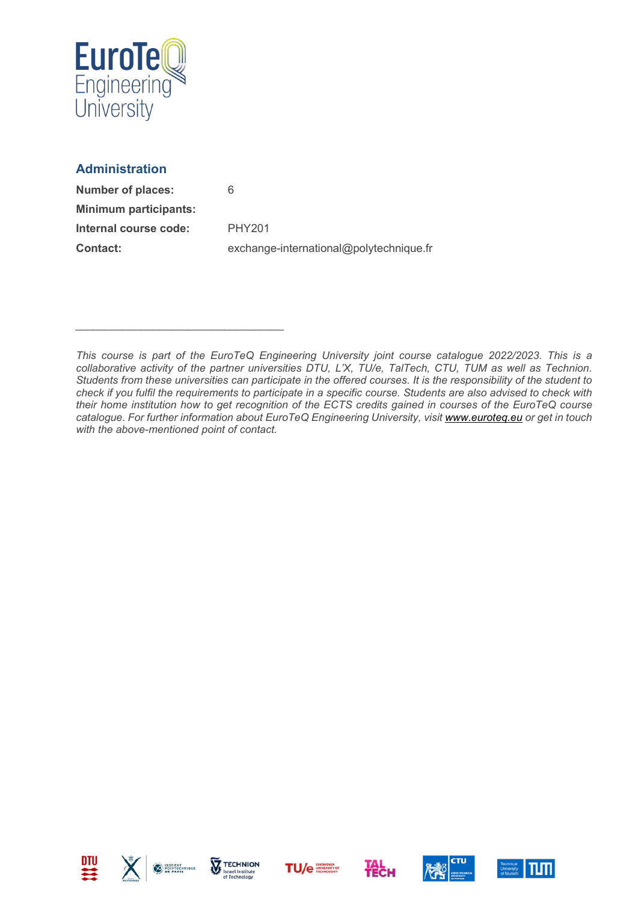## Administration

| | |
|---|---|
| **Number of places:** | 6 |
| **Minimum participants:** | |
| **Internal course code:** | PHY201 |
| **Contact:** | exchange-international@polytechnique.fr |

---

*This course is part of the EuroTeQ Engineering University joint course catalogue 2022/2023. This is a collaborative activity of the partner universities DTU, L'X, TU/e, TalTech, CTU, TUM as well as Technion. Students from these universities can participate in the offered courses. It is the responsibility of the student to check if you fulfil the requirements to participate in a specific course. Students are also advised to check with their home institution how to get recognition of the ECTS credits gained in courses of the EuroTeQ course catalogue. For further information about EuroTeQ Engineering University, visit [www.euroteq.eu](http://www.euroteq.eu) or get in touch with the above-mentioned point of contact.*